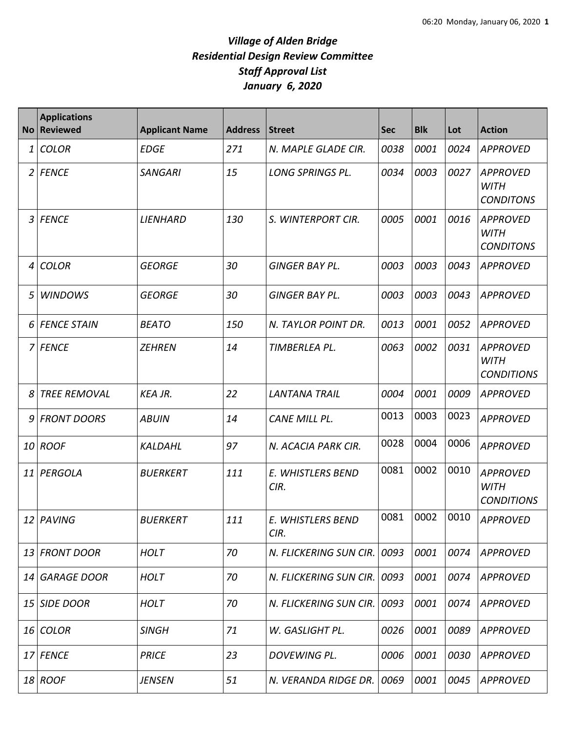# *Village of Alden Bridge*
# *Residential Design Review Committee*
# *Staff Approval List*
# *January 6, 2020*

| No | Applications Reviewed | Applicant Name | Address | Street | Sec | Blk | Lot | Action |
|---|---|---|---|---|---|---|---|---|
| 1 | COLOR | EDGE | 271 | N. MAPLE GLADE CIR. | 0038 | 0001 | 0024 | APPROVED |
| 2 | FENCE | SANGARI | 15 | LONG SPRINGS PL. | 0034 | 0003 | 0027 | APPROVED WITH CONDITONS |
| 3 | FENCE | LIENHARD | 130 | S. WINTERPORT CIR. | 0005 | 0001 | 0016 | APPROVED WITH CONDITONS |
| 4 | COLOR | GEORGE | 30 | GINGER BAY PL. | 0003 | 0003 | 0043 | APPROVED |
| 5 | WINDOWS | GEORGE | 30 | GINGER BAY PL. | 0003 | 0003 | 0043 | APPROVED |
| 6 | FENCE STAIN | BEATO | 150 | N. TAYLOR POINT DR. | 0013 | 0001 | 0052 | APPROVED |
| 7 | FENCE | ZEHREN | 14 | TIMBERLEA PL. | 0063 | 0002 | 0031 | APPROVED WITH CONDITIONS |
| 8 | TREE REMOVAL | KEA JR. | 22 | LANTANA TRAIL | 0004 | 0001 | 0009 | APPROVED |
| 9 | FRONT DOORS | ABUIN | 14 | CANE MILL PL. | 0013 | 0003 | 0023 | APPROVED |
| 10 | ROOF | KALDAHL | 97 | N. ACACIA PARK CIR. | 0028 | 0004 | 0006 | APPROVED |
| 11 | PERGOLA | BUERKERT | 111 | E. WHISTLERS BEND CIR. | 0081 | 0002 | 0010 | APPROVED WITH CONDITIONS |
| 12 | PAVING | BUERKERT | 111 | E. WHISTLERS BEND CIR. | 0081 | 0002 | 0010 | APPROVED |
| 13 | FRONT DOOR | HOLT | 70 | N. FLICKERING SUN CIR. | 0093 | 0001 | 0074 | APPROVED |
| 14 | GARAGE DOOR | HOLT | 70 | N. FLICKERING SUN CIR. | 0093 | 0001 | 0074 | APPROVED |
| 15 | SIDE DOOR | HOLT | 70 | N. FLICKERING SUN CIR. | 0093 | 0001 | 0074 | APPROVED |
| 16 | COLOR | SINGH | 71 | W. GASLIGHT PL. | 0026 | 0001 | 0089 | APPROVED |
| 17 | FENCE | PRICE | 23 | DOVEWING PL. | 0006 | 0001 | 0030 | APPROVED |
| 18 | ROOF | JENSEN | 51 | N. VERANDA RIDGE DR. | 0069 | 0001 | 0045 | APPROVED |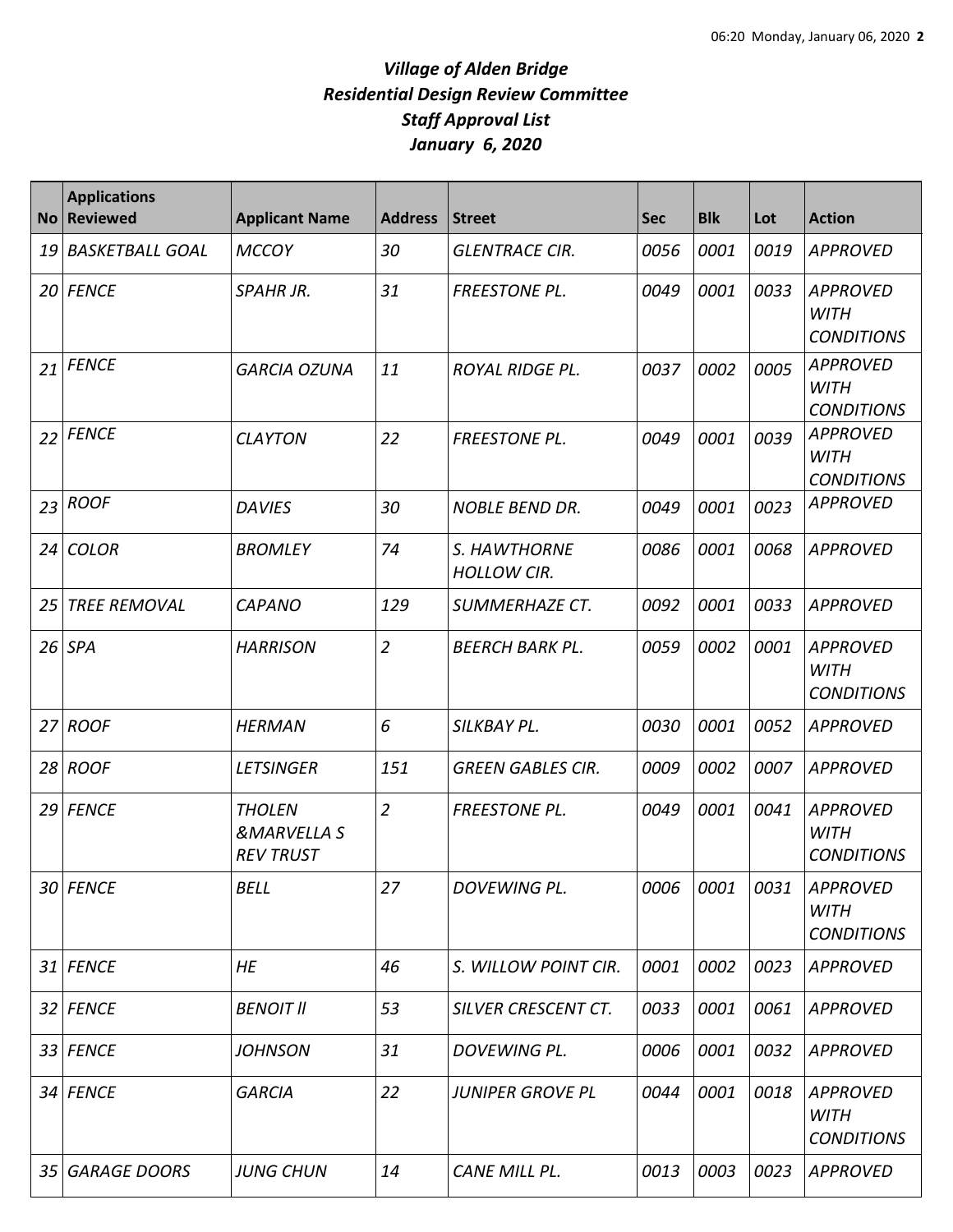# *Village of Alden Bridge*
# *Residential Design Review Committee*
# *Staff Approval List*
# *January 6, 2020*

| No | Applications Reviewed | Applicant Name | Address | Street | Sec | Blk | Lot | Action |
|---|---|---|---|---|---|---|---|---|
| 19 | BASKETBALL GOAL | MCCOY | 30 | GLENTRACE CIR. | 0056 | 0001 | 0019 | APPROVED |
| 20 | FENCE | SPAHR JR. | 31 | FREESTONE PL. | 0049 | 0001 | 0033 | APPROVED WITH CONDITIONS |
| 21 | FENCE | GARCIA OZUNA | 11 | ROYAL RIDGE PL. | 0037 | 0002 | 0005 | APPROVED WITH CONDITIONS |
| 22 | FENCE | CLAYTON | 22 | FREESTONE PL. | 0049 | 0001 | 0039 | APPROVED WITH CONDITIONS |
| 23 | ROOF | DAVIES | 30 | NOBLE BEND DR. | 0049 | 0001 | 0023 | APPROVED |
| 24 | COLOR | BROMLEY | 74 | S. HAWTHORNE HOLLOW CIR. | 0086 | 0001 | 0068 | APPROVED |
| 25 | TREE REMOVAL | CAPANO | 129 | SUMMERHAZE CT. | 0092 | 0001 | 0033 | APPROVED |
| 26 | SPA | HARRISON | 2 | BEERCH BARK PL. | 0059 | 0002 | 0001 | APPROVED WITH CONDITIONS |
| 27 | ROOF | HERMAN | 6 | SILKBAY PL. | 0030 | 0001 | 0052 | APPROVED |
| 28 | ROOF | LETSINGER | 151 | GREEN GABLES CIR. | 0009 | 0002 | 0007 | APPROVED |
| 29 | FENCE | THOLEN &MARVELLA S REV TRUST | 2 | FREESTONE PL. | 0049 | 0001 | 0041 | APPROVED WITH CONDITIONS |
| 30 | FENCE | BELL | 27 | DOVEWING PL. | 0006 | 0001 | 0031 | APPROVED WITH CONDITIONS |
| 31 | FENCE | HE | 46 | S. WILLOW POINT CIR. | 0001 | 0002 | 0023 | APPROVED |
| 32 | FENCE | BENOIT II | 53 | SILVER CRESCENT CT. | 0033 | 0001 | 0061 | APPROVED |
| 33 | FENCE | JOHNSON | 31 | DOVEWING PL. | 0006 | 0001 | 0032 | APPROVED |
| 34 | FENCE | GARCIA | 22 | JUNIPER GROVE PL | 0044 | 0001 | 0018 | APPROVED WITH CONDITIONS |
| 35 | GARAGE DOORS | JUNG CHUN | 14 | CANE MILL PL. | 0013 | 0003 | 0023 | APPROVED |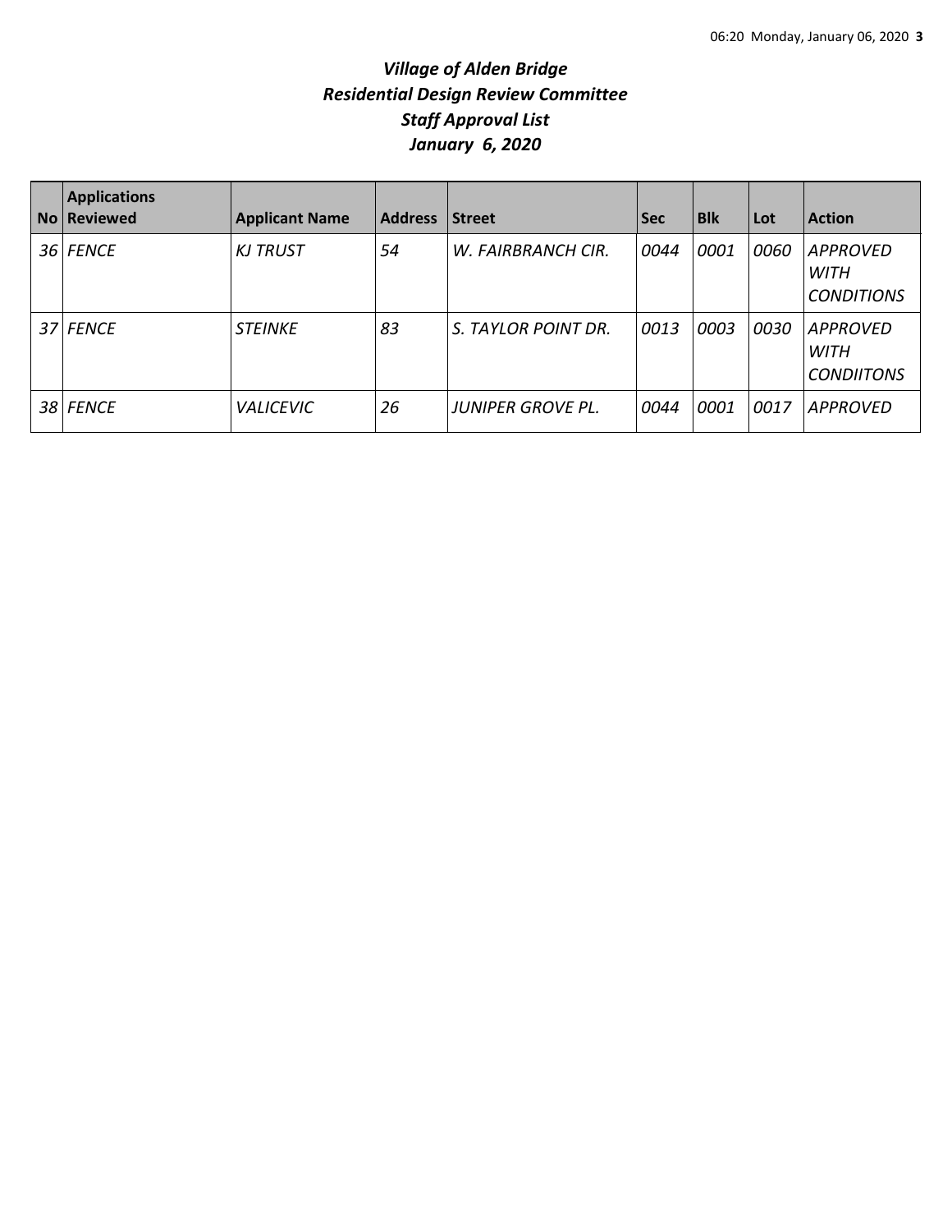# *Village of Alden Bridge*
## *Residential Design Review Committee*
## *Staff Approval List*
## *January 6, 2020*

| No | Applications Reviewed | Applicant Name | Address | Street | Sec | Blk | Lot | Action |
|---|---|---|---|---|---|---|---|---|
| *36* | *FENCE* | *KJ TRUST* | *54* | *W. FAIRBRANCH CIR.* | *0044* | *0001* | *0060* | *APPROVED WITH CONDITIONS* |
| *37* | *FENCE* | *STEINKE* | *83* | *S. TAYLOR POINT DR.* | *0013* | *0003* | *0030* | *APPROVED WITH CONDIITONS* |
| *38* | *FENCE* | *VALICEVIC* | *26* | *JUNIPER GROVE PL.* | *0044* | *0001* | *0017* | *APPROVED* |